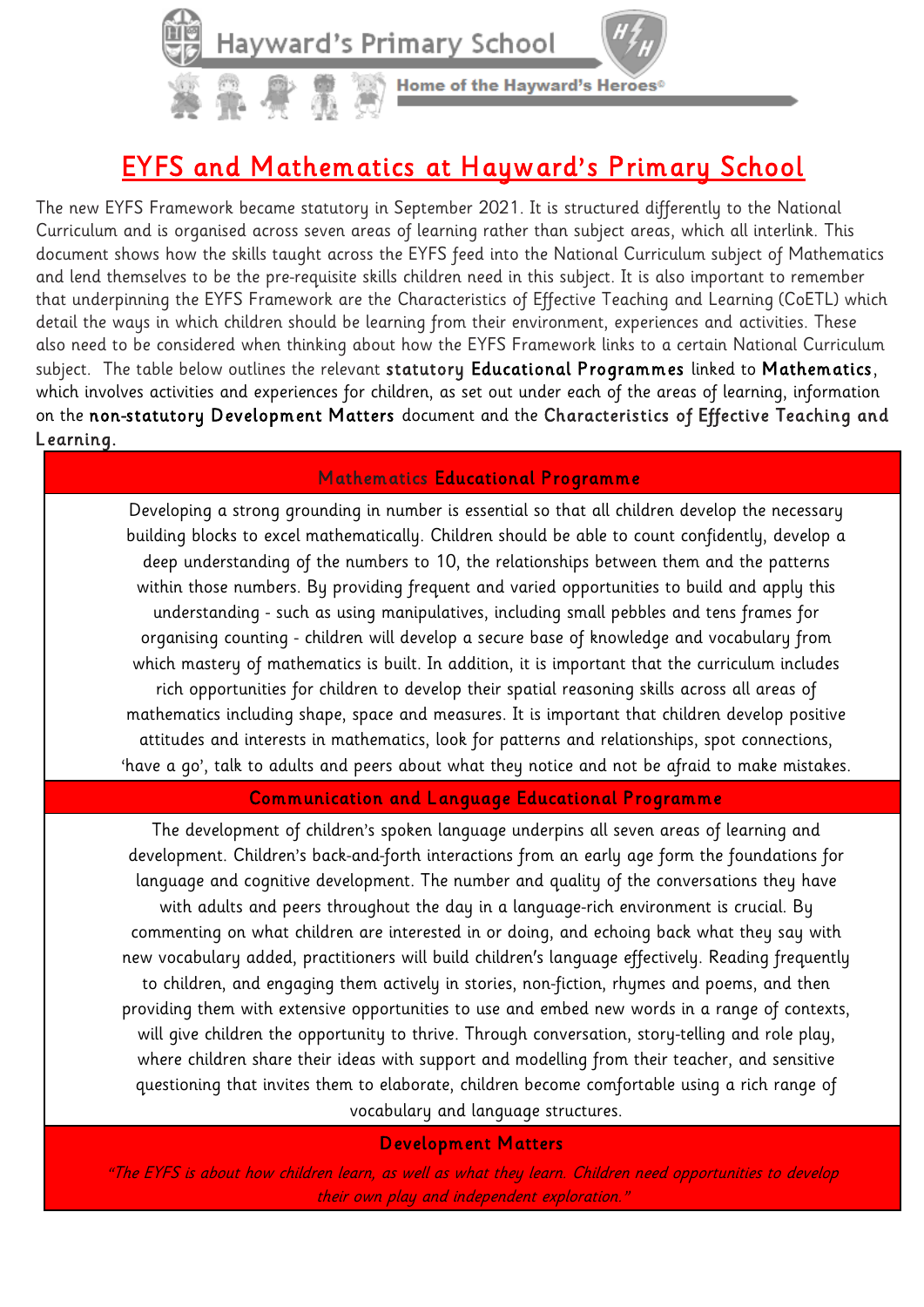Hayward's Primary School

Home of the Hayward's Heroes©

# EYFS and Mathematics at Hayward's Primary School

The new EYFS Framework became statutory in September 2021. It is structured differently to the National Curriculum and is organised across seven areas of learning rather than subject areas, which all interlink. This document shows how the skills taught across the EYFS feed into the National Curriculum subject of Mathematics and lend themselves to be the pre-requisite skills children need in this subject. It is also important to remember that underpinning the EYFS Framework are the Characteristics of Effective Teaching and Learning (CoETL) which detail the ways in which children should be learning from their environment, experiences and activities. These also need to be considered when thinking about how the EYFS Framework links to a certain National Curriculum subject. The table below outlines the relevant **statutory Educational Programmes** linked to **Mathematics**, which involves activities and experiences for children, as set out under each of the areas of learning, information on the **non-statutory Development Matters** document and the **Characteristics of Effective Teaching and Learning.**

| Mathematics Educational Programme |
| --- |
| Developing a strong grounding in number is essential so that all children develop the necessary building blocks to excel mathematically. Children should be able to count confidently, develop a deep understanding of the numbers to 10, the relationships between them and the patterns within those numbers. By providing frequent and varied opportunities to build and apply this understanding - such as using manipulatives, including small pebbles and tens frames for organising counting - children will develop a secure base of knowledge and vocabulary from which mastery of mathematics is built. In addition, it is important that the curriculum includes rich opportunities for children to develop their spatial reasoning skills across all areas of mathematics including shape, space and measures. It is important that children develop positive attitudes and interests in mathematics, look for patterns and relationships, spot connections, 'have a go', talk to adults and peers about what they notice and not be afraid to make mistakes. |
| **Communication and Language Educational Programme** |
| The development of children's spoken language underpins all seven areas of learning and development. Children's back-and-forth interactions from an early age form the foundations for language and cognitive development. The number and quality of the conversations they have with adults and peers throughout the day in a language-rich environment is crucial. By commenting on what children are interested in or doing, and echoing back what they say with new vocabulary added, practitioners will build children's language effectively. Reading frequently to children, and engaging them actively in stories, non-fiction, rhymes and poems, and then providing them with extensive opportunities to use and embed new words in a range of contexts, will give children the opportunity to thrive. Through conversation, story-telling and role play, where children share their ideas with support and modelling from their teacher, and sensitive questioning that invites them to elaborate, children become comfortable using a rich range of vocabulary and language structures. |
| **Development Matters** |
| *"The EYFS is about how children learn, as well as what they learn. Children need opportunities to develop their own play and independent exploration."* |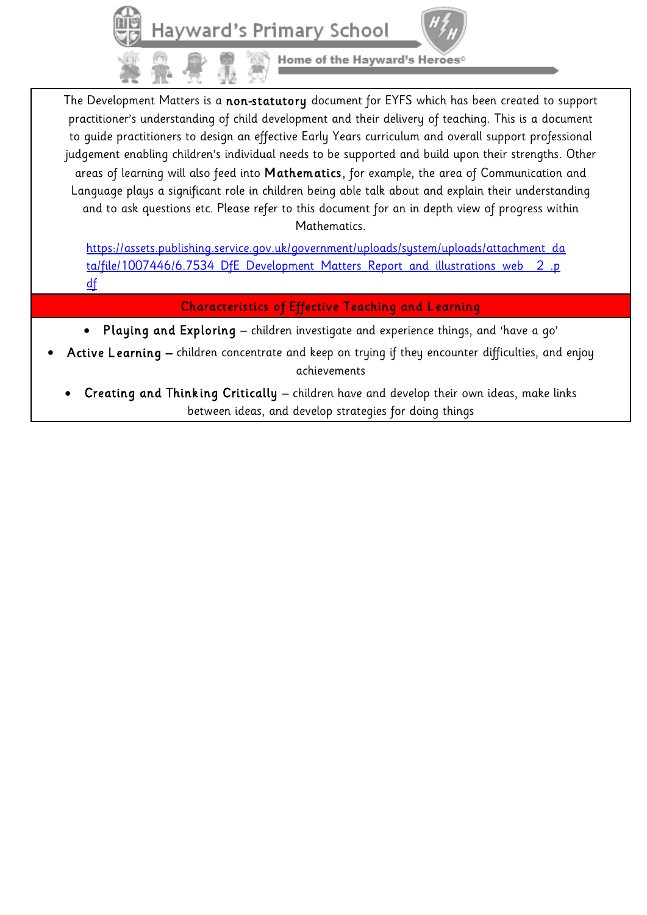The Development Matters is a **non-statutory** document for EYFS which has been created to support practitioner's understanding of child development and their delivery of teaching. This is a document to guide practitioners to design an effective Early Years curriculum and overall support professional judgement enabling children's individual needs to be supported and build upon their strengths. Other areas of learning will also feed into **Mathematics**, for example, the area of Communication and Language plays a significant role in children being able talk about and explain their understanding and to ask questions etc. Please refer to this document for an in depth view of progress within Mathematics.

https://assets.publishing.service.gov.uk/government/uploads/system/uploads/attachment_data/file/1007446/6.7534_DfE_Development_Matters_Report_and_illustrations_web__2_.pdf

## Characteristics of Effective Teaching and Learning

- **Playing and Exploring** – children investigate and experience things, and 'have a go'
- **Active Learning –** children concentrate and keep on trying if they encounter difficulties, and enjoy achievements
- **Creating and Thinking Critically** – children have and develop their own ideas, make links between ideas, and develop strategies for doing things